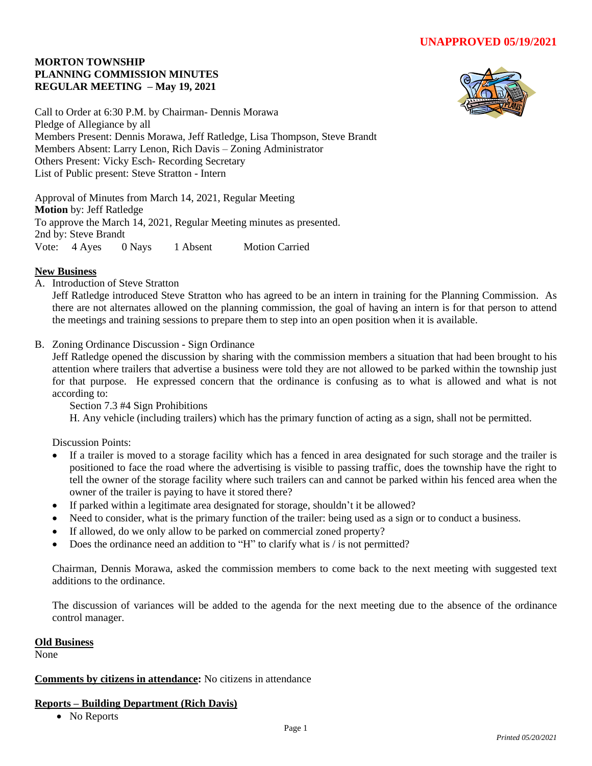**UNAPPROVED 05/19/2021**

**MORTON TOWNSHIP**
**PLANNING COMMISSION MINUTES**
**REGULAR MEETING – May 19, 2021**

Call to Order at 6:30 P.M. by Chairman- Dennis Morawa
Pledge of Allegiance by all
Members Present: Dennis Morawa, Jeff Ratledge, Lisa Thompson, Steve Brandt
Members Absent: Larry Lenon, Rich Davis – Zoning Administrator
Others Present: Vicky Esch- Recording Secretary
List of Public present: Steve Stratton - Intern

Approval of Minutes from March 14, 2021, Regular Meeting
**Motion** by: Jeff Ratledge
To approve the March 14, 2021, Regular Meeting minutes as presented.
2nd by: Steve Brandt
Vote: 4 Ayes 0 Nays 1 Absent Motion Carried

**New Business**

A. Introduction of Steve Stratton

   Jeff Ratledge introduced Steve Stratton who has agreed to be an intern in training for the Planning Commission. As there are not alternates allowed on the planning commission, the goal of having an intern is for that person to attend the meetings and training sessions to prepare them to step into an open position when it is available.

B. Zoning Ordinance Discussion - Sign Ordinance

   Jeff Ratledge opened the discussion by sharing with the commission members a situation that had been brought to his attention where trailers that advertise a business were told they are not allowed to be parked within the township just for that purpose. He expressed concern that the ordinance is confusing as to what is allowed and what is not according to:

   Section 7.3 #4 Sign Prohibitions
   H. Any vehicle (including trailers) which has the primary function of acting as a sign, shall not be permitted.

   Discussion Points:

   - If a trailer is moved to a storage facility which has a fenced in area designated for such storage and the trailer is positioned to face the road where the advertising is visible to passing traffic, does the township have the right to tell the owner of the storage facility where such trailers can and cannot be parked within his fenced area when the owner of the trailer is paying to have it stored there?
   - If parked within a legitimate area designated for storage, shouldn't it be allowed?
   - Need to consider, what is the primary function of the trailer: being used as a sign or to conduct a business.
   - If allowed, do we only allow to be parked on commercial zoned property?
   - Does the ordinance need an addition to "H" to clarify what is / is not permitted?

   Chairman, Dennis Morawa, asked the commission members to come back to the next meeting with suggested text additions to the ordinance.

   The discussion of variances will be added to the agenda for the next meeting due to the absence of the ordinance control manager.

**Old Business**

None

**Comments by citizens in attendance:** No citizens in attendance

**Reports – Building Department (Rich Davis)**

- No Reports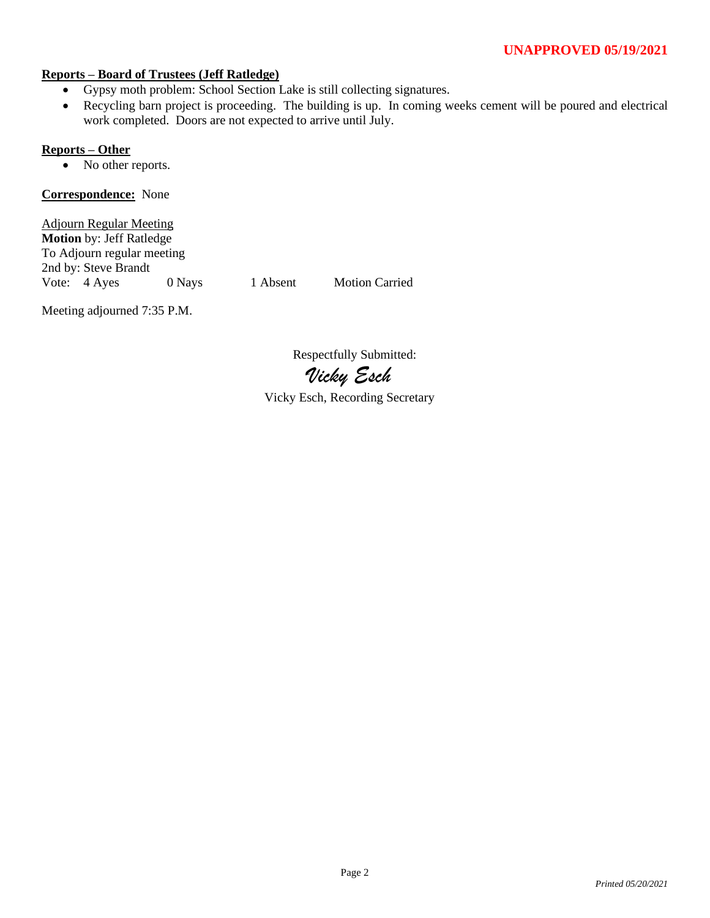**UNAPPROVED 05/19/2021**

**Reports – Board of Trustees (Jeff Ratledge)**

- Gypsy moth problem: School Section Lake is still collecting signatures.
- Recycling barn project is proceeding. The building is up. In coming weeks cement will be poured and electrical work completed. Doors are not expected to arrive until July.

**Reports – Other**

- No other reports.

**Correspondence:** None

Adjourn Regular Meeting
**Motion** by: Jeff Ratledge
To Adjourn regular meeting
2nd by: Steve Brandt
Vote: 4 Ayes 0 Nays 1 Absent Motion Carried

Meeting adjourned 7:35 P.M.

Respectfully Submitted:

*Vicky Esch*

Vicky Esch, Recording Secretary

*Printed 05/20/2021*